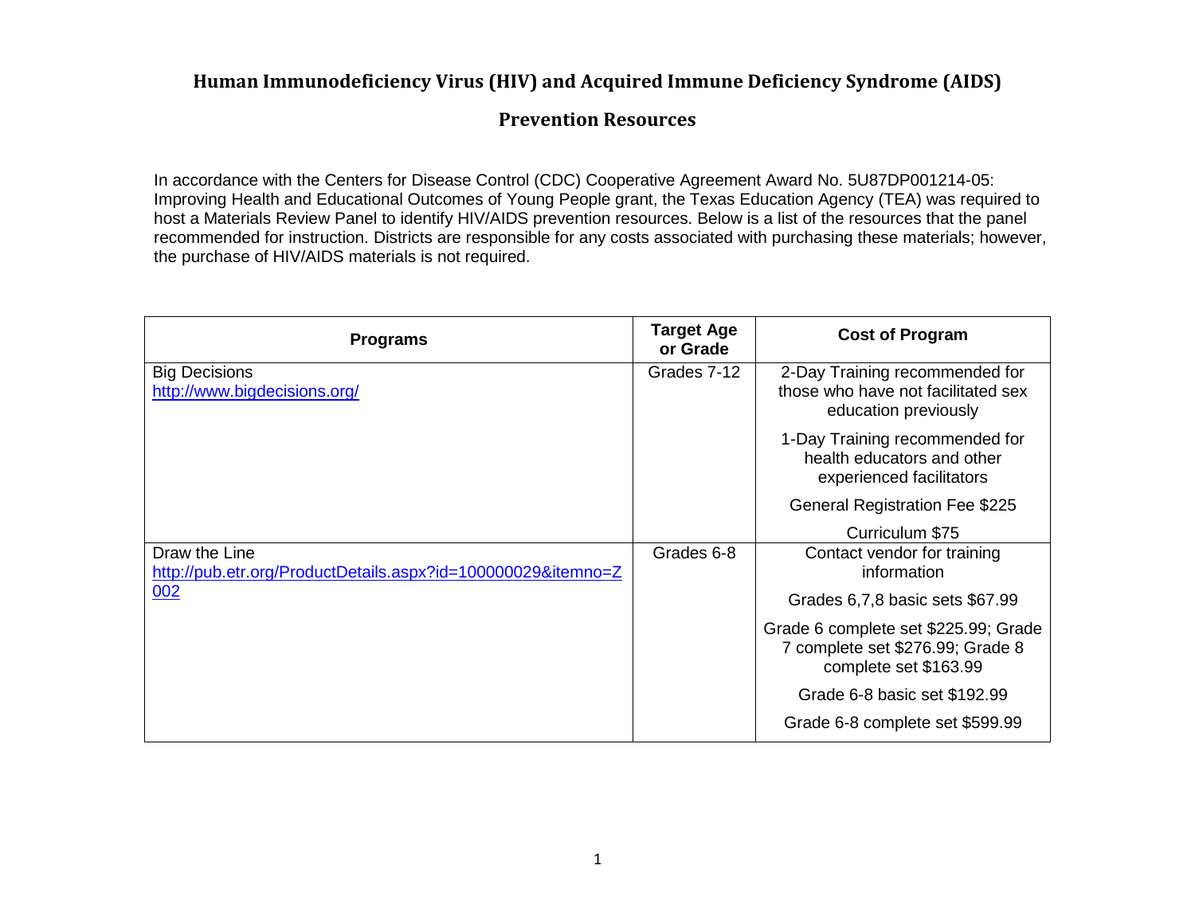# Human Immunodeficiency Virus (HIV) and Acquired Immune Deficiency Syndrome (AIDS)

## Prevention Resources

In accordance with the Centers for Disease Control (CDC) Cooperative Agreement Award No. 5U87DP001214-05: Improving Health and Educational Outcomes of Young People grant, the Texas Education Agency (TEA) was required to host a Materials Review Panel to identify HIV/AIDS prevention resources. Below is a list of the resources that the panel recommended for instruction. Districts are responsible for any costs associated with purchasing these materials; however, the purchase of HIV/AIDS materials is not required.

| Programs | Target Age or Grade | Cost of Program |
|---|---|---|
| Big Decisions<br>http://www.bigdecisions.org/ | Grades 7-12 | 2-Day Training recommended for those who have not facilitated sex education previously<br><br>1-Day Training recommended for health educators and other experienced facilitators<br><br>General Registration Fee $225<br><br>Curriculum $75 |
| Draw the Line<br>http://pub.etr.org/ProductDetails.aspx?id=100000029&itemno=Z002 | Grades 6-8 | Contact vendor for training information<br><br>Grades 6,7,8 basic sets $67.99<br><br>Grade 6 complete set $225.99; Grade 7 complete set $276.99; Grade 8 complete set $163.99<br><br>Grade 6-8 basic set $192.99<br><br>Grade 6-8 complete set $599.99 |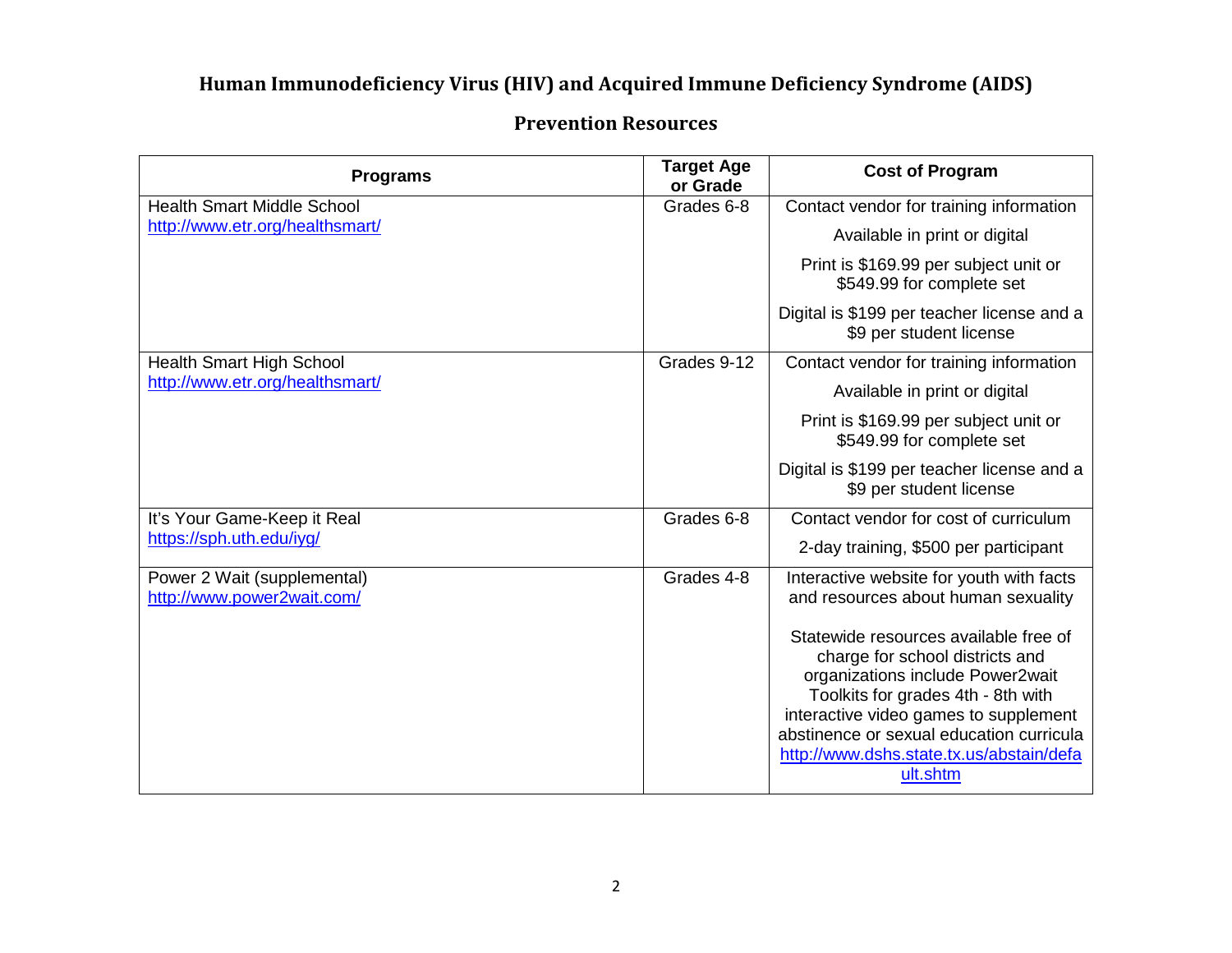# Human Immunodeficiency Virus (HIV) and Acquired Immune Deficiency Syndrome (AIDS)

## Prevention Resources

| Programs | Target Age or Grade | Cost of Program |
|---|---|---|
| Health Smart Middle School<br>http://www.etr.org/healthsmart/ | Grades 6-8 | Contact vendor for training information<br>Available in print or digital<br>Print is $169.99 per subject unit or $549.99 for complete set<br>Digital is $199 per teacher license and a $9 per student license |
| Health Smart High School<br>http://www.etr.org/healthsmart/ | Grades 9-12 | Contact vendor for training information<br>Available in print or digital<br>Print is $169.99 per subject unit or $549.99 for complete set<br>Digital is $199 per teacher license and a $9 per student license |
| It's Your Game-Keep it Real<br>https://sph.uth.edu/iyg/ | Grades 6-8 | Contact vendor for cost of curriculum<br>2-day training, $500 per participant |
| Power 2 Wait (supplemental)<br>http://www.power2wait.com/ | Grades 4-8 | Interactive website for youth with facts and resources about human sexuality<br><br>Statewide resources available free of charge for school districts and organizations include Power2wait Toolkits for grades 4th - 8th with interactive video games to supplement abstinence or sexual education curricula http://www.dshs.state.tx.us/abstain/default.shtm |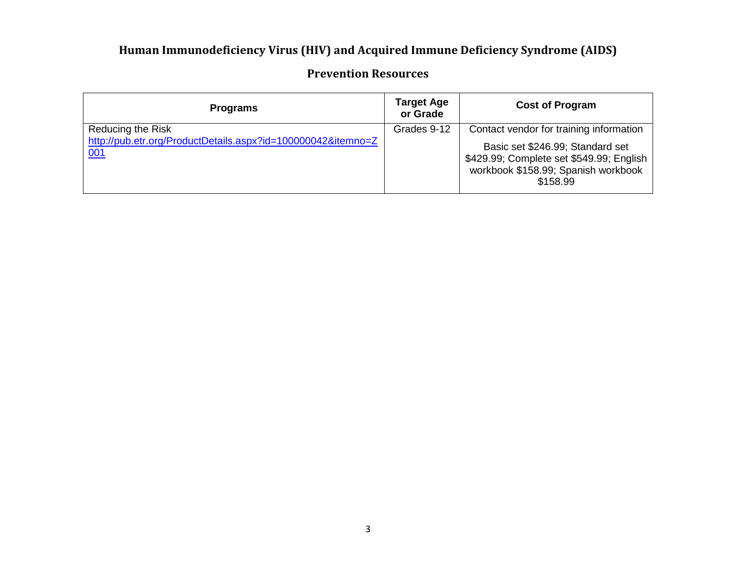# Human Immunodeficiency Virus (HIV) and Acquired Immune Deficiency Syndrome (AIDS)

## Prevention Resources

| Programs | Target Age or Grade | Cost of Program |
|---|---|---|
| Reducing the Risk<br>http://pub.etr.org/ProductDetails.aspx?id=100000042&itemno=Z001 | Grades 9-12 | Contact vendor for training information<br><br>Basic set $246.99; Standard set $429.99; Complete set $549.99; English workbook $158.99; Spanish workbook $158.99 |